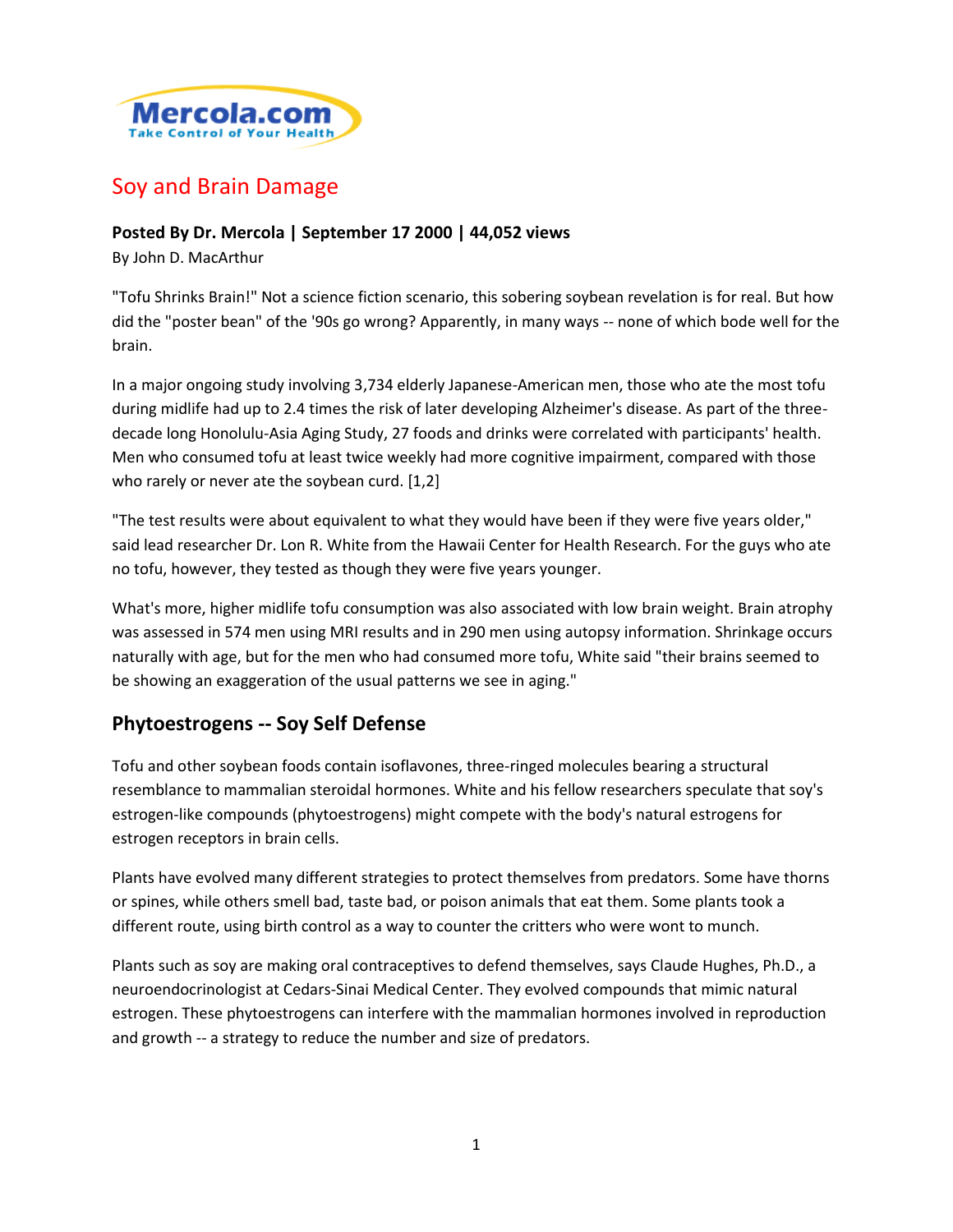Mercola.com
Take Control of Your Health

# Soy and Brain Damage

**Posted By Dr. Mercola | September 17 2000 | 44,052 views**

By John D. MacArthur

"Tofu Shrinks Brain!" Not a science fiction scenario, this sobering soybean revelation is for real. But how did the "poster bean" of the '90s go wrong? Apparently, in many ways -- none of which bode well for the brain.

In a major ongoing study involving 3,734 elderly Japanese-American men, those who ate the most tofu during midlife had up to 2.4 times the risk of later developing Alzheimer's disease. As part of the three-decade long Honolulu-Asia Aging Study, 27 foods and drinks were correlated with participants' health. Men who consumed tofu at least twice weekly had more cognitive impairment, compared with those who rarely or never ate the soybean curd. [1,2]

"The test results were about equivalent to what they would have been if they were five years older," said lead researcher Dr. Lon R. White from the Hawaii Center for Health Research. For the guys who ate no tofu, however, they tested as though they were five years younger.

What's more, higher midlife tofu consumption was also associated with low brain weight. Brain atrophy was assessed in 574 men using MRI results and in 290 men using autopsy information. Shrinkage occurs naturally with age, but for the men who had consumed more tofu, White said "their brains seemed to be showing an exaggeration of the usual patterns we see in aging."

## Phytoestrogens -- Soy Self Defense

Tofu and other soybean foods contain isoflavones, three-ringed molecules bearing a structural resemblance to mammalian steroidal hormones. White and his fellow researchers speculate that soy's estrogen-like compounds (phytoestrogens) might compete with the body's natural estrogens for estrogen receptors in brain cells.

Plants have evolved many different strategies to protect themselves from predators. Some have thorns or spines, while others smell bad, taste bad, or poison animals that eat them. Some plants took a different route, using birth control as a way to counter the critters who were wont to munch.

Plants such as soy are making oral contraceptives to defend themselves, says Claude Hughes, Ph.D., a neuroendocrinologist at Cedars-Sinai Medical Center. They evolved compounds that mimic natural estrogen. These phytoestrogens can interfere with the mammalian hormones involved in reproduction and growth -- a strategy to reduce the number and size of predators.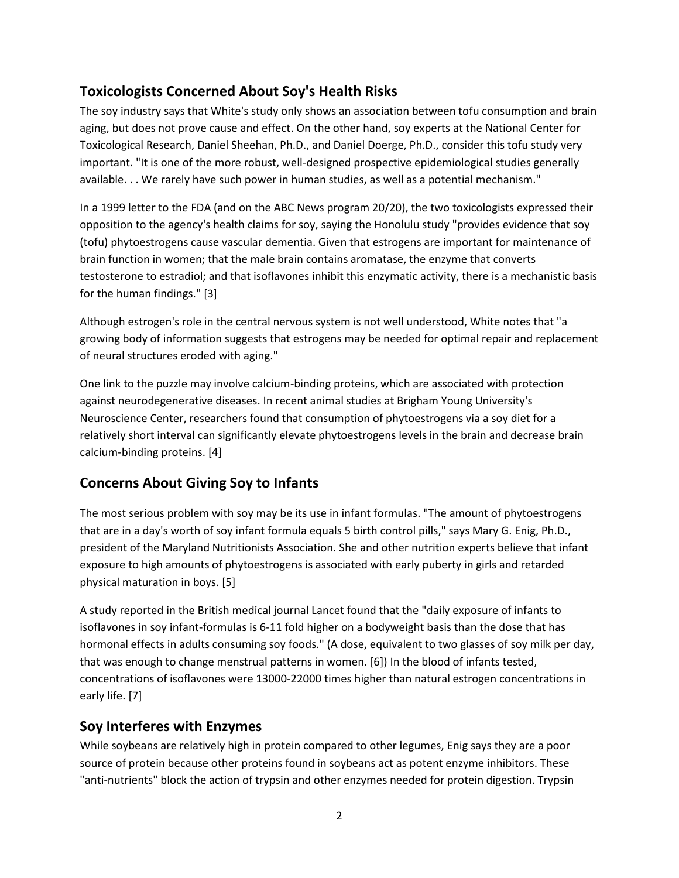## Toxicologists Concerned About Soy's Health Risks

The soy industry says that White's study only shows an association between tofu consumption and brain aging, but does not prove cause and effect. On the other hand, soy experts at the National Center for Toxicological Research, Daniel Sheehan, Ph.D., and Daniel Doerge, Ph.D., consider this tofu study very important. "It is one of the more robust, well-designed prospective epidemiological studies generally available. . . We rarely have such power in human studies, as well as a potential mechanism."

In a 1999 letter to the FDA (and on the ABC News program 20/20), the two toxicologists expressed their opposition to the agency's health claims for soy, saying the Honolulu study "provides evidence that soy (tofu) phytoestrogens cause vascular dementia. Given that estrogens are important for maintenance of brain function in women; that the male brain contains aromatase, the enzyme that converts testosterone to estradiol; and that isoflavones inhibit this enzymatic activity, there is a mechanistic basis for the human findings." [3]

Although estrogen's role in the central nervous system is not well understood, White notes that "a growing body of information suggests that estrogens may be needed for optimal repair and replacement of neural structures eroded with aging."

One link to the puzzle may involve calcium-binding proteins, which are associated with protection against neurodegenerative diseases. In recent animal studies at Brigham Young University's Neuroscience Center, researchers found that consumption of phytoestrogens via a soy diet for a relatively short interval can significantly elevate phytoestrogens levels in the brain and decrease brain calcium-binding proteins. [4]

## Concerns About Giving Soy to Infants

The most serious problem with soy may be its use in infant formulas. "The amount of phytoestrogens that are in a day's worth of soy infant formula equals 5 birth control pills," says Mary G. Enig, Ph.D., president of the Maryland Nutritionists Association. She and other nutrition experts believe that infant exposure to high amounts of phytoestrogens is associated with early puberty in girls and retarded physical maturation in boys. [5]

A study reported in the British medical journal Lancet found that the "daily exposure of infants to isoflavones in soy infant-formulas is 6-11 fold higher on a bodyweight basis than the dose that has hormonal effects in adults consuming soy foods." (A dose, equivalent to two glasses of soy milk per day, that was enough to change menstrual patterns in women. [6]) In the blood of infants tested, concentrations of isoflavones were 13000-22000 times higher than natural estrogen concentrations in early life. [7]

## Soy Interferes with Enzymes

While soybeans are relatively high in protein compared to other legumes, Enig says they are a poor source of protein because other proteins found in soybeans act as potent enzyme inhibitors. These "anti-nutrients" block the action of trypsin and other enzymes needed for protein digestion. Trypsin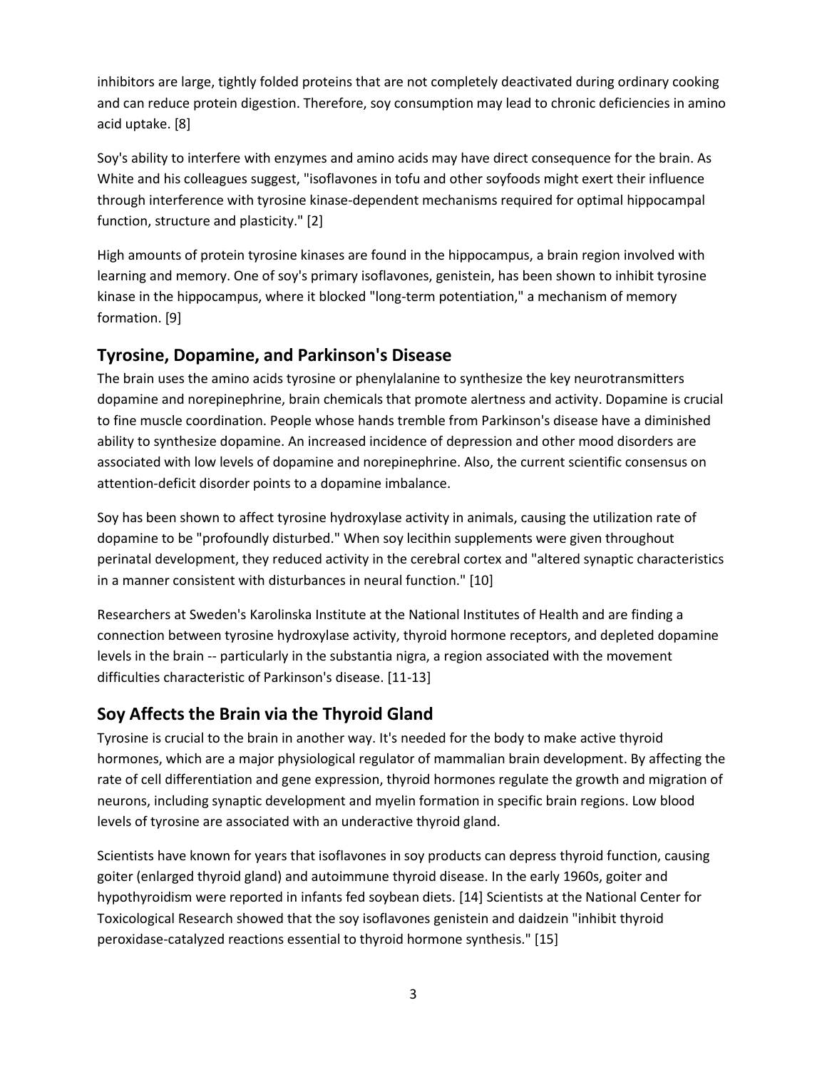inhibitors are large, tightly folded proteins that are not completely deactivated during ordinary cooking and can reduce protein digestion. Therefore, soy consumption may lead to chronic deficiencies in amino acid uptake. [8]

Soy's ability to interfere with enzymes and amino acids may have direct consequence for the brain. As White and his colleagues suggest, "isoflavones in tofu and other soyfoods might exert their influence through interference with tyrosine kinase-dependent mechanisms required for optimal hippocampal function, structure and plasticity." [2]

High amounts of protein tyrosine kinases are found in the hippocampus, a brain region involved with learning and memory. One of soy's primary isoflavones, genistein, has been shown to inhibit tyrosine kinase in the hippocampus, where it blocked "long-term potentiation," a mechanism of memory formation. [9]

## Tyrosine, Dopamine, and Parkinson's Disease

The brain uses the amino acids tyrosine or phenylalanine to synthesize the key neurotransmitters dopamine and norepinephrine, brain chemicals that promote alertness and activity. Dopamine is crucial to fine muscle coordination. People whose hands tremble from Parkinson's disease have a diminished ability to synthesize dopamine. An increased incidence of depression and other mood disorders are associated with low levels of dopamine and norepinephrine. Also, the current scientific consensus on attention-deficit disorder points to a dopamine imbalance.

Soy has been shown to affect tyrosine hydroxylase activity in animals, causing the utilization rate of dopamine to be "profoundly disturbed." When soy lecithin supplements were given throughout perinatal development, they reduced activity in the cerebral cortex and "altered synaptic characteristics in a manner consistent with disturbances in neural function." [10]

Researchers at Sweden's Karolinska Institute at the National Institutes of Health and are finding a connection between tyrosine hydroxylase activity, thyroid hormone receptors, and depleted dopamine levels in the brain -- particularly in the substantia nigra, a region associated with the movement difficulties characteristic of Parkinson's disease. [11-13]

## Soy Affects the Brain via the Thyroid Gland

Tyrosine is crucial to the brain in another way. It's needed for the body to make active thyroid hormones, which are a major physiological regulator of mammalian brain development. By affecting the rate of cell differentiation and gene expression, thyroid hormones regulate the growth and migration of neurons, including synaptic development and myelin formation in specific brain regions. Low blood levels of tyrosine are associated with an underactive thyroid gland.

Scientists have known for years that isoflavones in soy products can depress thyroid function, causing goiter (enlarged thyroid gland) and autoimmune thyroid disease. In the early 1960s, goiter and hypothyroidism were reported in infants fed soybean diets. [14] Scientists at the National Center for Toxicological Research showed that the soy isoflavones genistein and daidzein "inhibit thyroid peroxidase-catalyzed reactions essential to thyroid hormone synthesis." [15]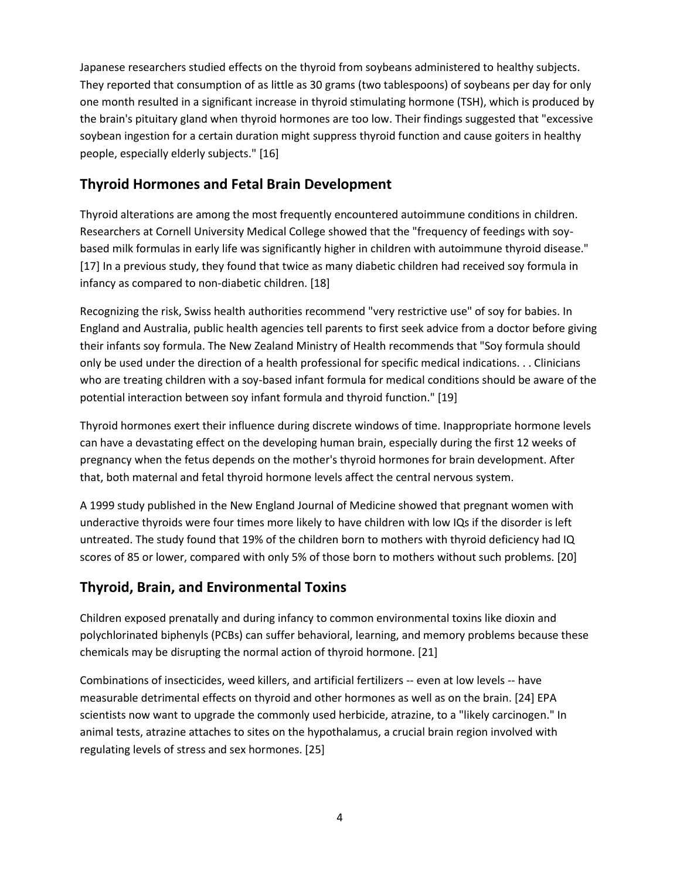Japanese researchers studied effects on the thyroid from soybeans administered to healthy subjects. They reported that consumption of as little as 30 grams (two tablespoons) of soybeans per day for only one month resulted in a significant increase in thyroid stimulating hormone (TSH), which is produced by the brain's pituitary gland when thyroid hormones are too low. Their findings suggested that "excessive soybean ingestion for a certain duration might suppress thyroid function and cause goiters in healthy people, especially elderly subjects." [16]

## Thyroid Hormones and Fetal Brain Development

Thyroid alterations are among the most frequently encountered autoimmune conditions in children. Researchers at Cornell University Medical College showed that the "frequency of feedings with soy-based milk formulas in early life was significantly higher in children with autoimmune thyroid disease." [17] In a previous study, they found that twice as many diabetic children had received soy formula in infancy as compared to non-diabetic children. [18]

Recognizing the risk, Swiss health authorities recommend "very restrictive use" of soy for babies. In England and Australia, public health agencies tell parents to first seek advice from a doctor before giving their infants soy formula. The New Zealand Ministry of Health recommends that "Soy formula should only be used under the direction of a health professional for specific medical indications. . . Clinicians who are treating children with a soy-based infant formula for medical conditions should be aware of the potential interaction between soy infant formula and thyroid function." [19]

Thyroid hormones exert their influence during discrete windows of time. Inappropriate hormone levels can have a devastating effect on the developing human brain, especially during the first 12 weeks of pregnancy when the fetus depends on the mother's thyroid hormones for brain development. After that, both maternal and fetal thyroid hormone levels affect the central nervous system.

A 1999 study published in the New England Journal of Medicine showed that pregnant women with underactive thyroids were four times more likely to have children with low IQs if the disorder is left untreated. The study found that 19% of the children born to mothers with thyroid deficiency had IQ scores of 85 or lower, compared with only 5% of those born to mothers without such problems. [20]

## Thyroid, Brain, and Environmental Toxins

Children exposed prenatally and during infancy to common environmental toxins like dioxin and polychlorinated biphenyls (PCBs) can suffer behavioral, learning, and memory problems because these chemicals may be disrupting the normal action of thyroid hormone. [21]

Combinations of insecticides, weed killers, and artificial fertilizers -- even at low levels -- have measurable detrimental effects on thyroid and other hormones as well as on the brain. [24] EPA scientists now want to upgrade the commonly used herbicide, atrazine, to a "likely carcinogen." In animal tests, atrazine attaches to sites on the hypothalamus, a crucial brain region involved with regulating levels of stress and sex hormones. [25]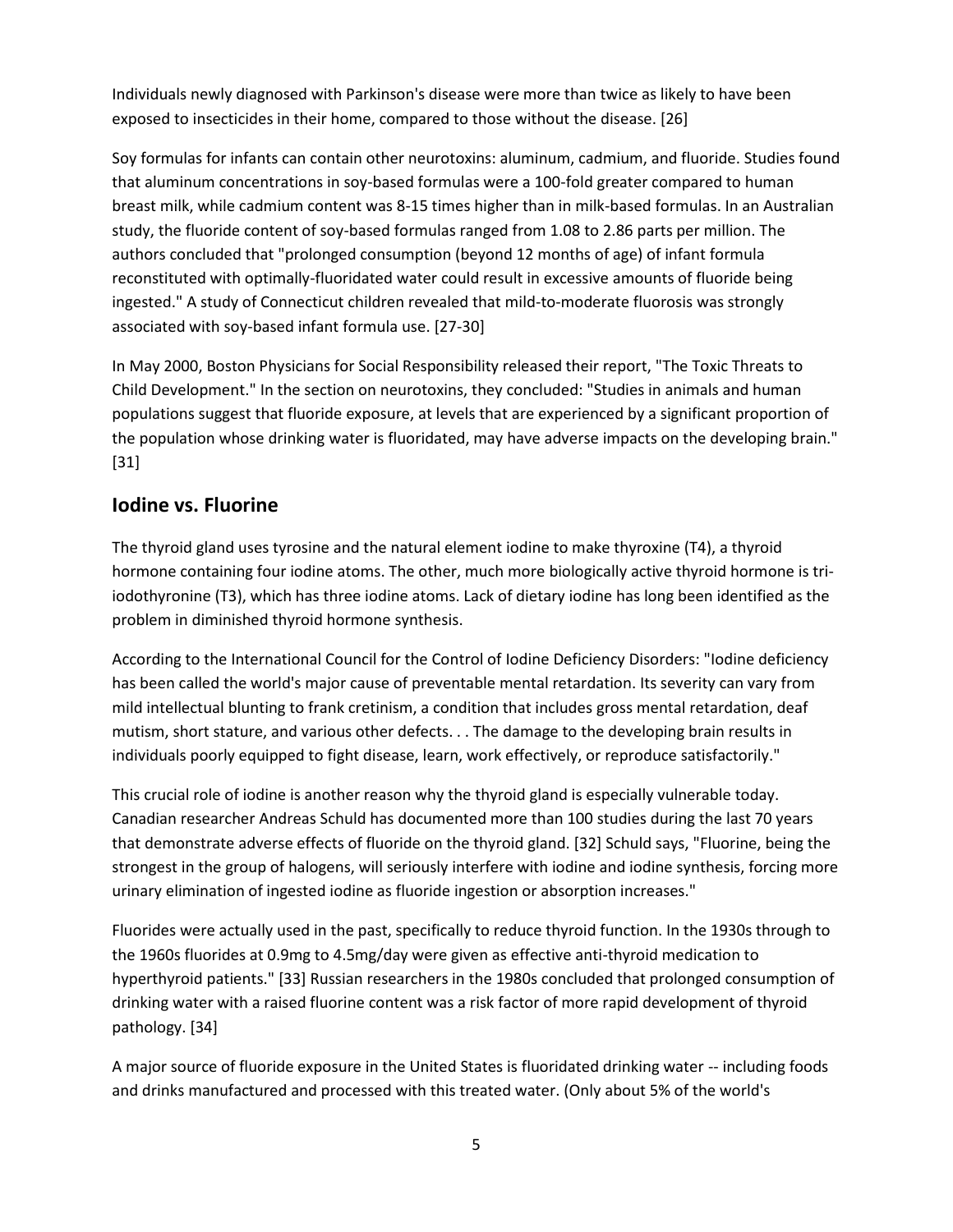Individuals newly diagnosed with Parkinson's disease were more than twice as likely to have been exposed to insecticides in their home, compared to those without the disease. [26]

Soy formulas for infants can contain other neurotoxins: aluminum, cadmium, and fluoride. Studies found that aluminum concentrations in soy-based formulas were a 100-fold greater compared to human breast milk, while cadmium content was 8-15 times higher than in milk-based formulas. In an Australian study, the fluoride content of soy-based formulas ranged from 1.08 to 2.86 parts per million. The authors concluded that "prolonged consumption (beyond 12 months of age) of infant formula reconstituted with optimally-fluoridated water could result in excessive amounts of fluoride being ingested." A study of Connecticut children revealed that mild-to-moderate fluorosis was strongly associated with soy-based infant formula use. [27-30]

In May 2000, Boston Physicians for Social Responsibility released their report, "The Toxic Threats to Child Development." In the section on neurotoxins, they concluded: "Studies in animals and human populations suggest that fluoride exposure, at levels that are experienced by a significant proportion of the population whose drinking water is fluoridated, may have adverse impacts on the developing brain." [31]

## Iodine vs. Fluorine

The thyroid gland uses tyrosine and the natural element iodine to make thyroxine (T4), a thyroid hormone containing four iodine atoms. The other, much more biologically active thyroid hormone is tri-iodothyronine (T3), which has three iodine atoms. Lack of dietary iodine has long been identified as the problem in diminished thyroid hormone synthesis.

According to the International Council for the Control of Iodine Deficiency Disorders: "Iodine deficiency has been called the world's major cause of preventable mental retardation. Its severity can vary from mild intellectual blunting to frank cretinism, a condition that includes gross mental retardation, deaf mutism, short stature, and various other defects. . . The damage to the developing brain results in individuals poorly equipped to fight disease, learn, work effectively, or reproduce satisfactorily."

This crucial role of iodine is another reason why the thyroid gland is especially vulnerable today. Canadian researcher Andreas Schuld has documented more than 100 studies during the last 70 years that demonstrate adverse effects of fluoride on the thyroid gland. [32] Schuld says, "Fluorine, being the strongest in the group of halogens, will seriously interfere with iodine and iodine synthesis, forcing more urinary elimination of ingested iodine as fluoride ingestion or absorption increases."

Fluorides were actually used in the past, specifically to reduce thyroid function. In the 1930s through to the 1960s fluorides at 0.9mg to 4.5mg/day were given as effective anti-thyroid medication to hyperthyroid patients." [33] Russian researchers in the 1980s concluded that prolonged consumption of drinking water with a raised fluorine content was a risk factor of more rapid development of thyroid pathology. [34]

A major source of fluoride exposure in the United States is fluoridated drinking water -- including foods and drinks manufactured and processed with this treated water. (Only about 5% of the world's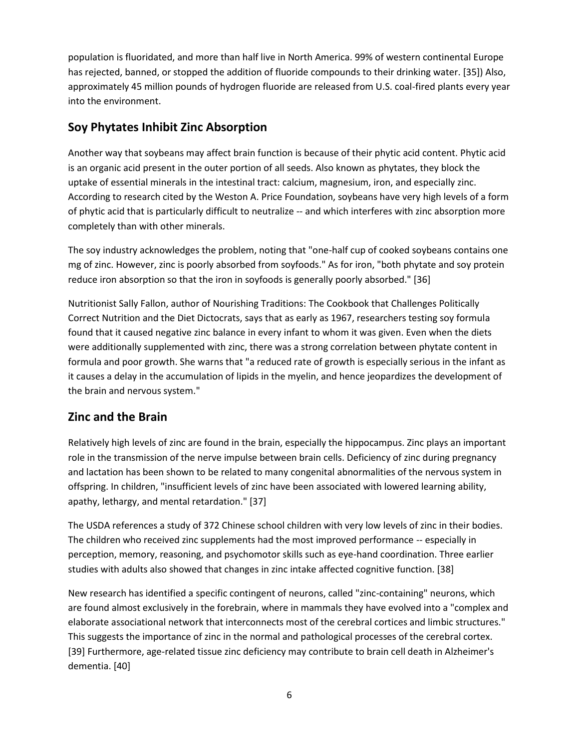population is fluoridated, and more than half live in North America. 99% of western continental Europe has rejected, banned, or stopped the addition of fluoride compounds to their drinking water. [35]) Also, approximately 45 million pounds of hydrogen fluoride are released from U.S. coal-fired plants every year into the environment.

## Soy Phytates Inhibit Zinc Absorption

Another way that soybeans may affect brain function is because of their phytic acid content. Phytic acid is an organic acid present in the outer portion of all seeds. Also known as phytates, they block the uptake of essential minerals in the intestinal tract: calcium, magnesium, iron, and especially zinc. According to research cited by the Weston A. Price Foundation, soybeans have very high levels of a form of phytic acid that is particularly difficult to neutralize -- and which interferes with zinc absorption more completely than with other minerals.

The soy industry acknowledges the problem, noting that "one-half cup of cooked soybeans contains one mg of zinc. However, zinc is poorly absorbed from soyfoods." As for iron, "both phytate and soy protein reduce iron absorption so that the iron in soyfoods is generally poorly absorbed." [36]

Nutritionist Sally Fallon, author of Nourishing Traditions: The Cookbook that Challenges Politically Correct Nutrition and the Diet Dictocrats, says that as early as 1967, researchers testing soy formula found that it caused negative zinc balance in every infant to whom it was given. Even when the diets were additionally supplemented with zinc, there was a strong correlation between phytate content in formula and poor growth. She warns that "a reduced rate of growth is especially serious in the infant as it causes a delay in the accumulation of lipids in the myelin, and hence jeopardizes the development of the brain and nervous system."

## Zinc and the Brain

Relatively high levels of zinc are found in the brain, especially the hippocampus. Zinc plays an important role in the transmission of the nerve impulse between brain cells. Deficiency of zinc during pregnancy and lactation has been shown to be related to many congenital abnormalities of the nervous system in offspring. In children, "insufficient levels of zinc have been associated with lowered learning ability, apathy, lethargy, and mental retardation." [37]

The USDA references a study of 372 Chinese school children with very low levels of zinc in their bodies. The children who received zinc supplements had the most improved performance -- especially in perception, memory, reasoning, and psychomotor skills such as eye-hand coordination. Three earlier studies with adults also showed that changes in zinc intake affected cognitive function. [38]

New research has identified a specific contingent of neurons, called "zinc-containing" neurons, which are found almost exclusively in the forebrain, where in mammals they have evolved into a "complex and elaborate associational network that interconnects most of the cerebral cortices and limbic structures." This suggests the importance of zinc in the normal and pathological processes of the cerebral cortex. [39] Furthermore, age-related tissue zinc deficiency may contribute to brain cell death in Alzheimer's dementia. [40]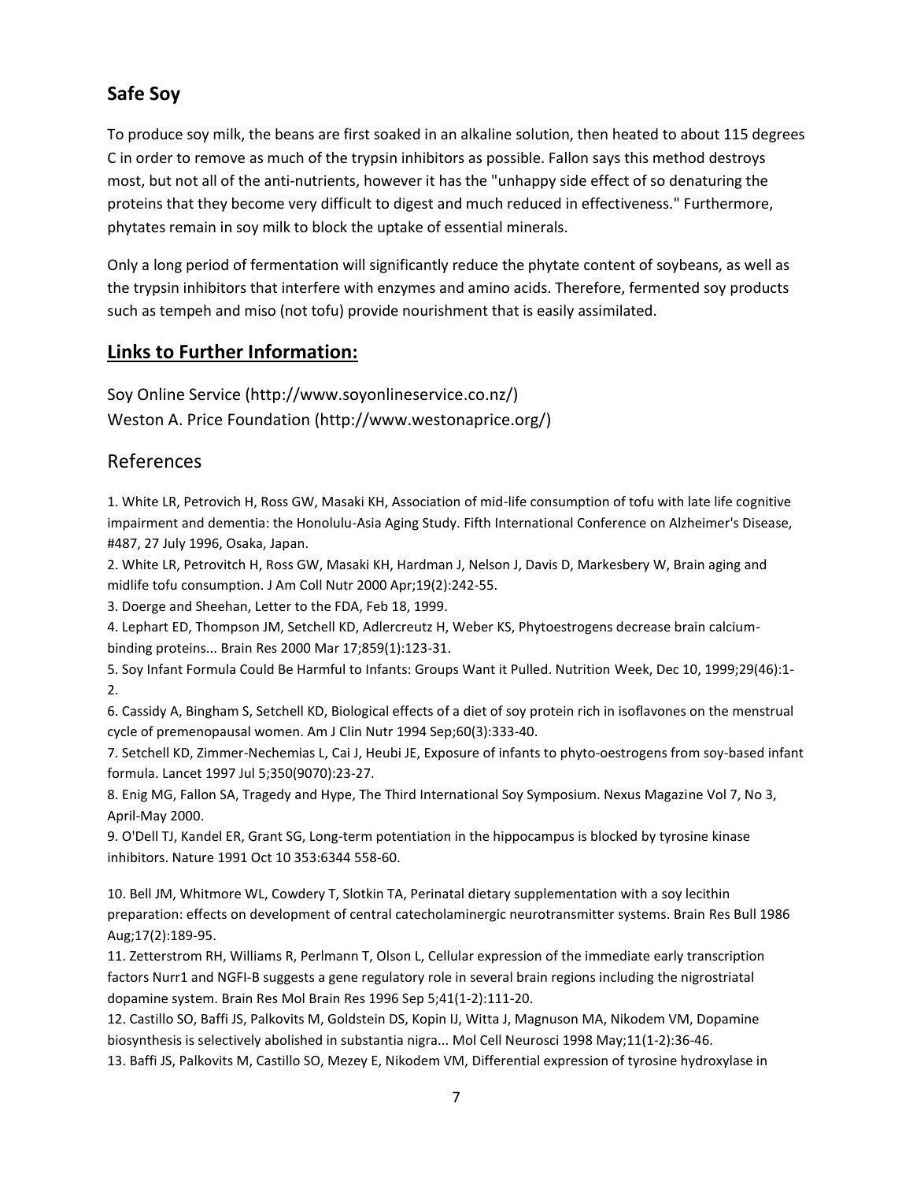## Safe Soy

To produce soy milk, the beans are first soaked in an alkaline solution, then heated to about 115 degrees C in order to remove as much of the trypsin inhibitors as possible. Fallon says this method destroys most, but not all of the anti-nutrients, however it has the "unhappy side effect of so denaturing the proteins that they become very difficult to digest and much reduced in effectiveness." Furthermore, phytates remain in soy milk to block the uptake of essential minerals.

Only a long period of fermentation will significantly reduce the phytate content of soybeans, as well as the trypsin inhibitors that interfere with enzymes and amino acids. Therefore, fermented soy products such as tempeh and miso (not tofu) provide nourishment that is easily assimilated.

## Links to Further Information:

Soy Online Service (http://www.soyonlineservice.co.nz/)
Weston A. Price Foundation (http://www.westonaprice.org/)

## References

1. White LR, Petrovich H, Ross GW, Masaki KH, Association of mid-life consumption of tofu with late life cognitive impairment and dementia: the Honolulu-Asia Aging Study. Fifth International Conference on Alzheimer's Disease, #487, 27 July 1996, Osaka, Japan.
2. White LR, Petrovitch H, Ross GW, Masaki KH, Hardman J, Nelson J, Davis D, Markesbery W, Brain aging and midlife tofu consumption. J Am Coll Nutr 2000 Apr;19(2):242-55.
3. Doerge and Sheehan, Letter to the FDA, Feb 18, 1999.
4. Lephart ED, Thompson JM, Setchell KD, Adlercreutz H, Weber KS, Phytoestrogens decrease brain calcium-binding proteins... Brain Res 2000 Mar 17;859(1):123-31.
5. Soy Infant Formula Could Be Harmful to Infants: Groups Want it Pulled. Nutrition Week, Dec 10, 1999;29(46):1-2.
6. Cassidy A, Bingham S, Setchell KD, Biological effects of a diet of soy protein rich in isoflavones on the menstrual cycle of premenopausal women. Am J Clin Nutr 1994 Sep;60(3):333-40.
7. Setchell KD, Zimmer-Nechemias L, Cai J, Heubi JE, Exposure of infants to phyto-oestrogens from soy-based infant formula. Lancet 1997 Jul 5;350(9070):23-27.
8. Enig MG, Fallon SA, Tragedy and Hype, The Third International Soy Symposium. Nexus Magazine Vol 7, No 3, April-May 2000.
9. O'Dell TJ, Kandel ER, Grant SG, Long-term potentiation in the hippocampus is blocked by tyrosine kinase inhibitors. Nature 1991 Oct 10 353:6344 558-60.
10. Bell JM, Whitmore WL, Cowdery T, Slotkin TA, Perinatal dietary supplementation with a soy lecithin preparation: effects on development of central catecholaminergic neurotransmitter systems. Brain Res Bull 1986 Aug;17(2):189-95.
11. Zetterstrom RH, Williams R, Perlmann T, Olson L, Cellular expression of the immediate early transcription factors Nurr1 and NGFI-B suggests a gene regulatory role in several brain regions including the nigrostriatal dopamine system. Brain Res Mol Brain Res 1996 Sep 5;41(1-2):111-20.
12. Castillo SO, Baffi JS, Palkovits M, Goldstein DS, Kopin IJ, Witta J, Magnuson MA, Nikodem VM, Dopamine biosynthesis is selectively abolished in substantia nigra... Mol Cell Neurosci 1998 May;11(1-2):36-46.
13. Baffi JS, Palkovits M, Castillo SO, Mezey E, Nikodem VM, Differential expression of tyrosine hydroxylase in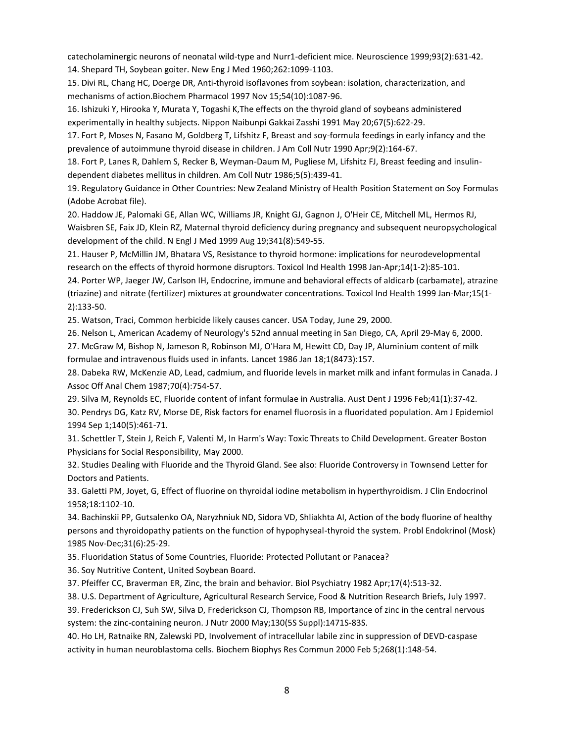catecholaminergic neurons of neonatal wild-type and Nurr1-deficient mice. Neuroscience 1999;93(2):631-42.

14. Shepard TH, Soybean goiter. New Eng J Med 1960;262:1099-1103.

15. Divi RL, Chang HC, Doerge DR, Anti-thyroid isoflavones from soybean: isolation, characterization, and mechanisms of action.Biochem Pharmacol 1997 Nov 15;54(10):1087-96.

16. Ishizuki Y, Hirooka Y, Murata Y, Togashi K,The effects on the thyroid gland of soybeans administered experimentally in healthy subjects. Nippon Naibunpi Gakkai Zasshi 1991 May 20;67(5):622-29.

17. Fort P, Moses N, Fasano M, Goldberg T, Lifshitz F, Breast and soy-formula feedings in early infancy and the prevalence of autoimmune thyroid disease in children. J Am Coll Nutr 1990 Apr;9(2):164-67.

18. Fort P, Lanes R, Dahlem S, Recker B, Weyman-Daum M, Pugliese M, Lifshitz FJ, Breast feeding and insulin-dependent diabetes mellitus in children. Am Coll Nutr 1986;5(5):439-41.

19. Regulatory Guidance in Other Countries: New Zealand Ministry of Health Position Statement on Soy Formulas (Adobe Acrobat file).

20. Haddow JE, Palomaki GE, Allan WC, Williams JR, Knight GJ, Gagnon J, O'Heir CE, Mitchell ML, Hermos RJ, Waisbren SE, Faix JD, Klein RZ, Maternal thyroid deficiency during pregnancy and subsequent neuropsychological development of the child. N Engl J Med 1999 Aug 19;341(8):549-55.

21. Hauser P, McMillin JM, Bhatara VS, Resistance to thyroid hormone: implications for neurodevelopmental research on the effects of thyroid hormone disruptors. Toxicol Ind Health 1998 Jan-Apr;14(1-2):85-101.

24. Porter WP, Jaeger JW, Carlson IH, Endocrine, immune and behavioral effects of aldicarb (carbamate), atrazine (triazine) and nitrate (fertilizer) mixtures at groundwater concentrations. Toxicol Ind Health 1999 Jan-Mar;15(1-2):133-50.

25. Watson, Traci, Common herbicide likely causes cancer. USA Today, June 29, 2000.

26. Nelson L, American Academy of Neurology's 52nd annual meeting in San Diego, CA, April 29-May 6, 2000.

27. McGraw M, Bishop N, Jameson R, Robinson MJ, O'Hara M, Hewitt CD, Day JP, Aluminium content of milk formulae and intravenous fluids used in infants. Lancet 1986 Jan 18;1(8473):157.

28. Dabeka RW, McKenzie AD, Lead, cadmium, and fluoride levels in market milk and infant formulas in Canada. J Assoc Off Anal Chem 1987;70(4):754-57.

29. Silva M, Reynolds EC, Fluoride content of infant formulae in Australia. Aust Dent J 1996 Feb;41(1):37-42.

30. Pendrys DG, Katz RV, Morse DE, Risk factors for enamel fluorosis in a fluoridated population. Am J Epidemiol 1994 Sep 1;140(5):461-71.

31. Schettler T, Stein J, Reich F, Valenti M, In Harm's Way: Toxic Threats to Child Development. Greater Boston Physicians for Social Responsibility, May 2000.

32. Studies Dealing with Fluoride and the Thyroid Gland. See also: Fluoride Controversy in Townsend Letter for Doctors and Patients.

33. Galetti PM, Joyet, G, Effect of fluorine on thyroidal iodine metabolism in hyperthyroidism. J Clin Endocrinol 1958;18:1102-10.

34. Bachinskii PP, Gutsalenko OA, Naryzhniuk ND, Sidora VD, Shliakhta AI, Action of the body fluorine of healthy persons and thyroidopathy patients on the function of hypophyseal-thyroid the system. Probl Endokrinol (Mosk) 1985 Nov-Dec;31(6):25-29.

35. Fluoridation Status of Some Countries, Fluoride: Protected Pollutant or Panacea?

36. Soy Nutritive Content, United Soybean Board.

37. Pfeiffer CC, Braverman ER, Zinc, the brain and behavior. Biol Psychiatry 1982 Apr;17(4):513-32.

38. U.S. Department of Agriculture, Agricultural Research Service, Food & Nutrition Research Briefs, July 1997.

39. Frederickson CJ, Suh SW, Silva D, Frederickson CJ, Thompson RB, Importance of zinc in the central nervous system: the zinc-containing neuron. J Nutr 2000 May;130(5S Suppl):1471S-83S.

40. Ho LH, Ratnaike RN, Zalewski PD, Involvement of intracellular labile zinc in suppression of DEVD-caspase activity in human neuroblastoma cells. Biochem Biophys Res Commun 2000 Feb 5;268(1):148-54.